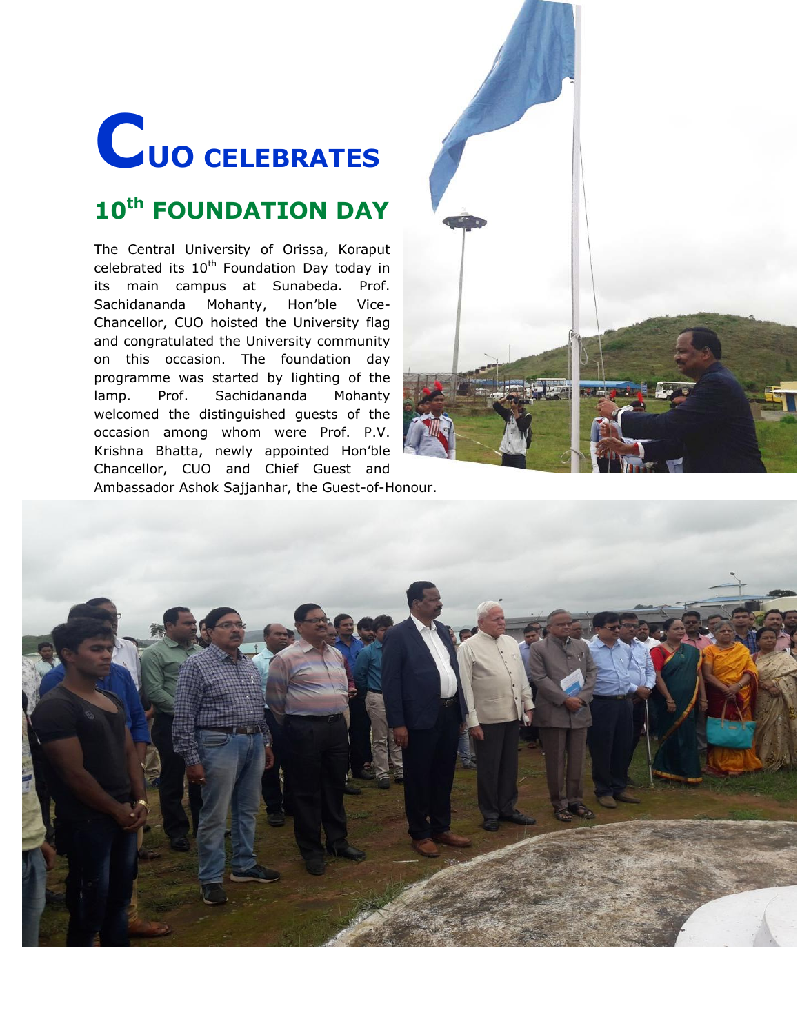# CUO CELEBRATES

## 10th FOUNDATION DAY

The Central University of Orissa, Koraput celebrated its 10th Foundation Day today in its main campus at Sunabeda. Prof. Sachidananda Mohanty, Hon'ble Vice-Chancellor, CUO hoisted the University flag and congratulated the University community on this occasion. The foundation day programme was started by lighting of the lamp. Prof. Sachidananda Mohanty welcomed the distinguished guests of the occasion among whom were Prof. P.V. Krishna Bhatta, newly appointed Hon'ble Chancellor, CUO and Chief Guest and Ambassador Ashok Sajjanhar, the Guest-of-Honour.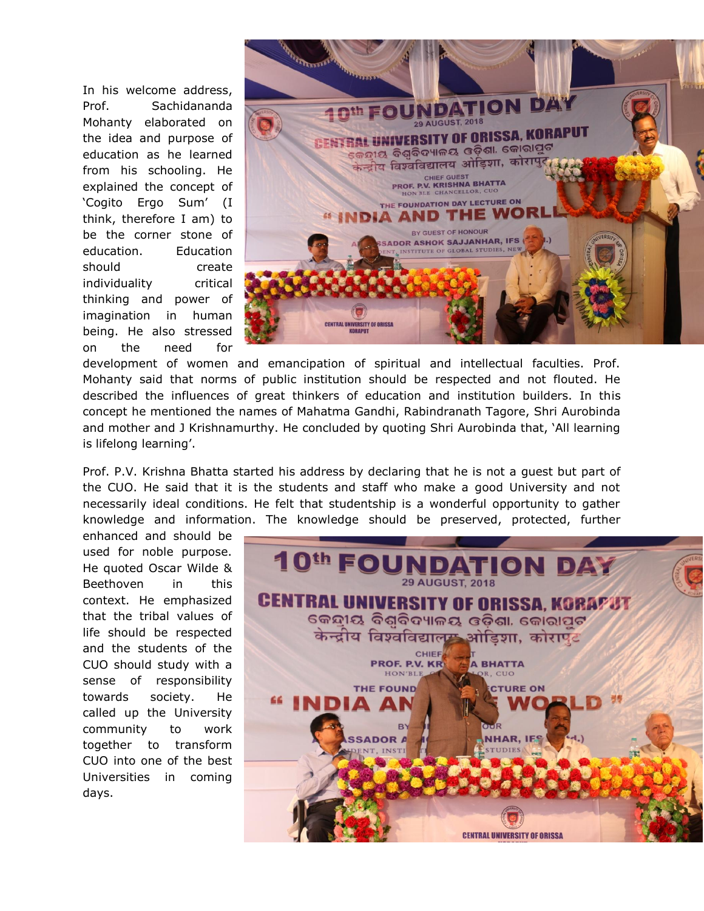In his welcome address, Prof. Sachidananda Mohanty elaborated on the idea and purpose of education as he learned from his schooling. He explained the concept of 'Cogito Ergo Sum' (I think, therefore I am) to be the corner stone of education. Education should create individuality critical thinking and power of imagination in human being. He also stressed on the need for development of women and emancipation of spiritual and intellectual faculties. Prof. Mohanty said that norms of public institution should be respected and not flouted. He described the influences of great thinkers of education and institution builders. In this concept he mentioned the names of Mahatma Gandhi, Rabindranath Tagore, Shri Aurobinda and mother and J Krishnamurthy. He concluded by quoting Shri Aurobinda that, 'All learning is lifelong learning'.

Prof. P.V. Krishna Bhatta started his address by declaring that he is not a guest but part of the CUO. He said that it is the students and staff who make a good University and not necessarily ideal conditions. He felt that studentship is a wonderful opportunity to gather knowledge and information. The knowledge should be preserved, protected, further enhanced and should be used for noble purpose. He quoted Oscar Wilde & Beethoven in this context. He emphasized that the tribal values of life should be respected and the students of the CUO should study with a sense of responsibility towards society. He called up the University community to work together to transform CUO into one of the best Universities in coming days.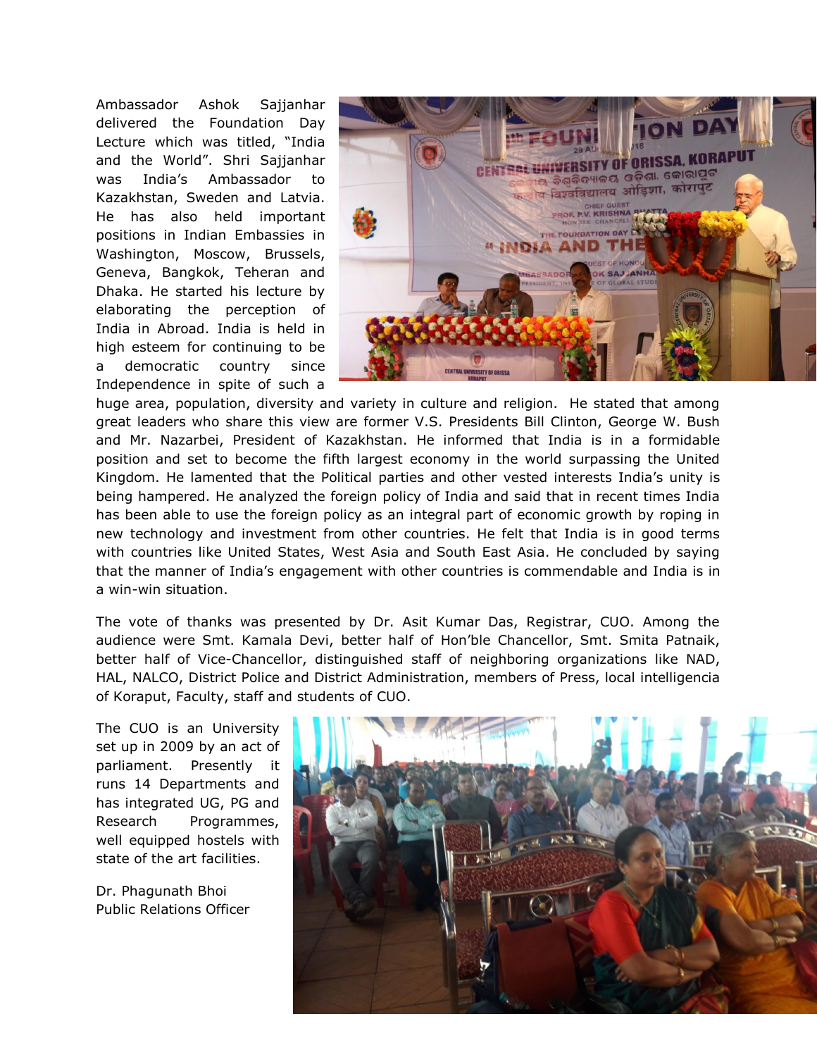Ambassador Ashok Sajjanhar delivered the Foundation Day Lecture which was titled, "India and the World". Shri Sajjanhar was India's Ambassador to Kazakhstan, Sweden and Latvia. He has also held important positions in Indian Embassies in Washington, Moscow, Brussels, Geneva, Bangkok, Teheran and Dhaka. He started his lecture by elaborating the perception of India in Abroad. India is held in high esteem for continuing to be a democratic country since Independence in spite of such a huge area, population, diversity and variety in culture and religion. He stated that among great leaders who share this view are former V.S. Presidents Bill Clinton, George W. Bush and Mr. Nazarbei, President of Kazakhstan. He informed that India is in a formidable position and set to become the fifth largest economy in the world surpassing the United Kingdom. He lamented that the Political parties and other vested interests India's unity is being hampered. He analyzed the foreign policy of India and said that in recent times India has been able to use the foreign policy as an integral part of economic growth by roping in new technology and investment from other countries. He felt that India is in good terms with countries like United States, West Asia and South East Asia. He concluded by saying that the manner of India's engagement with other countries is commendable and India is in a win-win situation.

The vote of thanks was presented by Dr. Asit Kumar Das, Registrar, CUO. Among the audience were Smt. Kamala Devi, better half of Hon'ble Chancellor, Smt. Smita Patnaik, better half of Vice-Chancellor, distinguished staff of neighboring organizations like NAD, HAL, NALCO, District Police and District Administration, members of Press, local intelligencia of Koraput, Faculty, staff and students of CUO.

The CUO is an University set up in 2009 by an act of parliament. Presently it runs 14 Departments and has integrated UG, PG and Research Programmes, well equipped hostels with state of the art facilities.

Dr. Phagunath Bhoi
Public Relations Officer